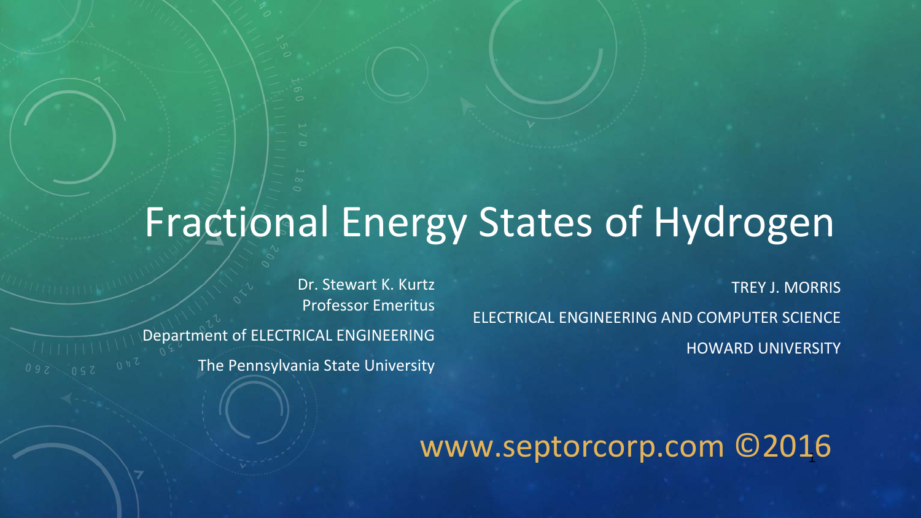# Fractional Energy States of Hydrogen

Dr. Stewart K. Kurtz
Professor Emeritus
Department of ELECTRICAL ENGINEERING
The Pennsylvania State University

TREY J. MORRIS
ELECTRICAL ENGINEERING AND COMPUTER SCIENCE
HOWARD UNIVERSITY

www.septorcorp.com ©2016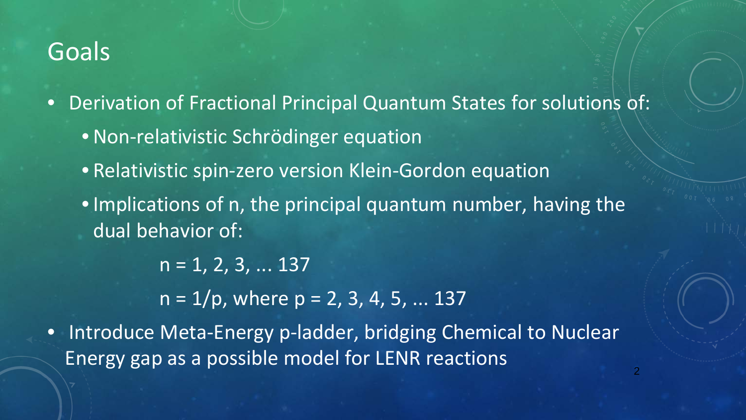# Goals

- Derivation of Fractional Principal Quantum States for solutions of:
  - Non-relativistic Schrödinger equation
  - Relativistic spin-zero version Klein-Gordon equation
  - Implications of n, the principal quantum number, having the dual behavior of:

    $n = 1, 2, 3, \ldots 137$

    $n = 1/p$, where $p = 2, 3, 4, 5, \ldots 137$
- Introduce Meta-Energy p-ladder, bridging Chemical to Nuclear Energy gap as a possible model for LENR reactions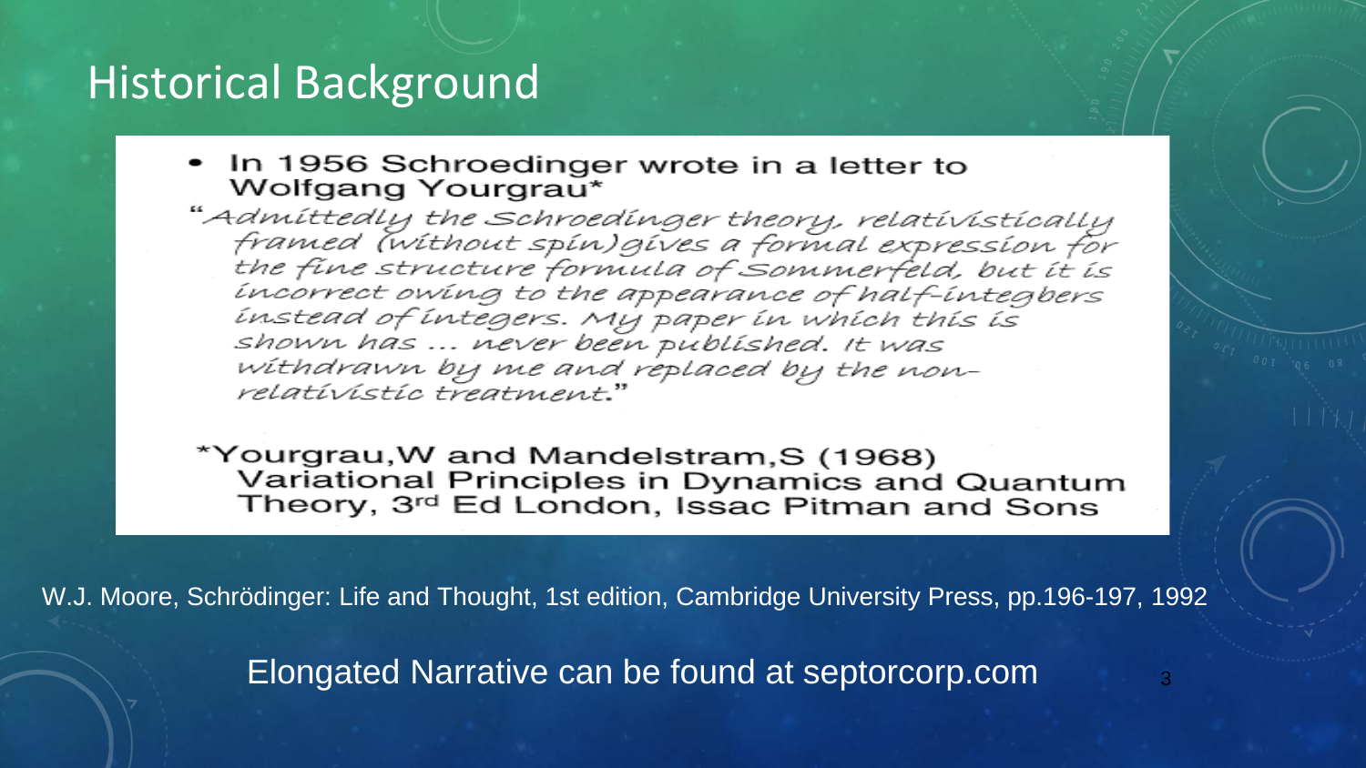# Historical Background

- In 1956 Schroedinger wrote in a letter to Wolfgang Yourgrau*

"*Admittedly the Schroedinger theory, relativistically framed (without spin) gives a formal expression for the fine structure formula of Sommerfeld, but it is incorrect owing to the appearance of half-integbers instead of integers. My paper in which this is shown has ... never been published. It was withdrawn by me and replaced by the non-relativistic treatment.*"

*Yourgrau,W and Mandelstram,S (1968) Variational Principles in Dynamics and Quantum Theory, 3rd Ed London, Issac Pitman and Sons

W.J. Moore, Schrödinger: Life and Thought, 1st edition, Cambridge University Press, pp.196-197, 1992

Elongated Narrative can be found at septorcorp.com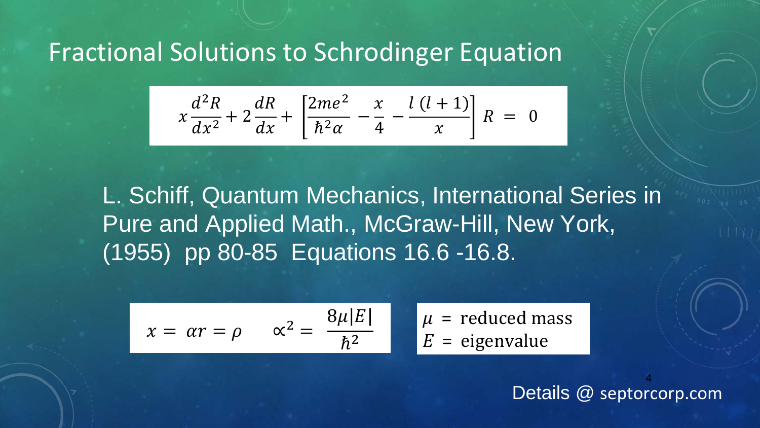# Fractional Solutions to Schrodinger Equation

$$x\frac{d^2R}{dx^2} + 2\frac{dR}{dx} + \left[\frac{2me^2}{\hbar^2\alpha} - \frac{x}{4} - \frac{l\,(l+1)}{x}\right] R \;=\; 0$$

L. Schiff, Quantum Mechanics, International Series in Pure and Applied Math., McGraw-Hill, New York, (1955) pp 80-85 Equations 16.6 -16.8.

$$x = \alpha r = \rho \qquad \propto^2 = \frac{8\mu|E|}{\hbar^2}$$

$\mu$ = reduced mass
$E$ = eigenvalue

Details @ septorcorp.com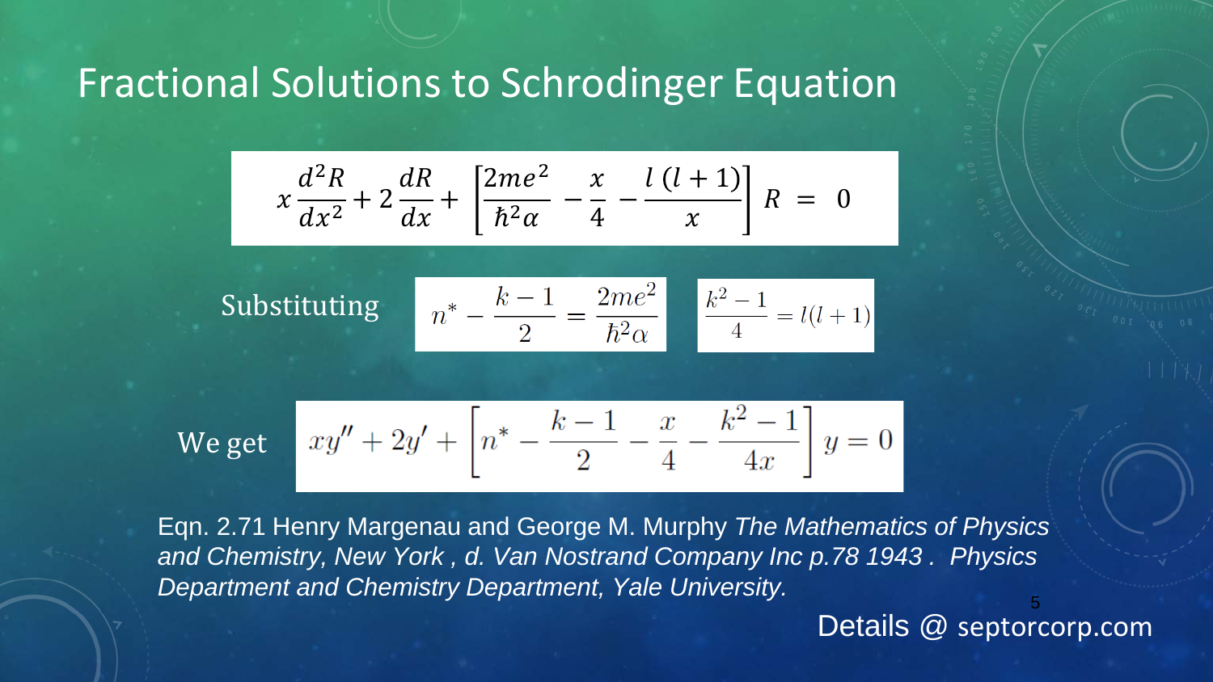# Fractional Solutions to Schrodinger Equation

$$x\frac{d^2R}{dx^2} + 2\frac{dR}{dx} + \left[\frac{2me^2}{\hbar^2\alpha} - \frac{x}{4} - \frac{l\,(l+1)}{x}\right] R \;=\; 0$$

Substituting $n^* - \frac{k-1}{2} = \frac{2me^2}{\hbar^2\alpha}$ $\quad \frac{k^2-1}{4} = l(l+1)$

We get

$$xy'' + 2y' + \left[n^* - \frac{k-1}{2} - \frac{x}{4} - \frac{k^2-1}{4x}\right] y = 0$$

Eqn. 2.71 Henry Margenau and George M. Murphy *The Mathematics of Physics and Chemistry, New York , d. Van Nostrand Company Inc p.78 1943 . Physics Department and Chemistry Department, Yale University.*

Details @ septorcorp.com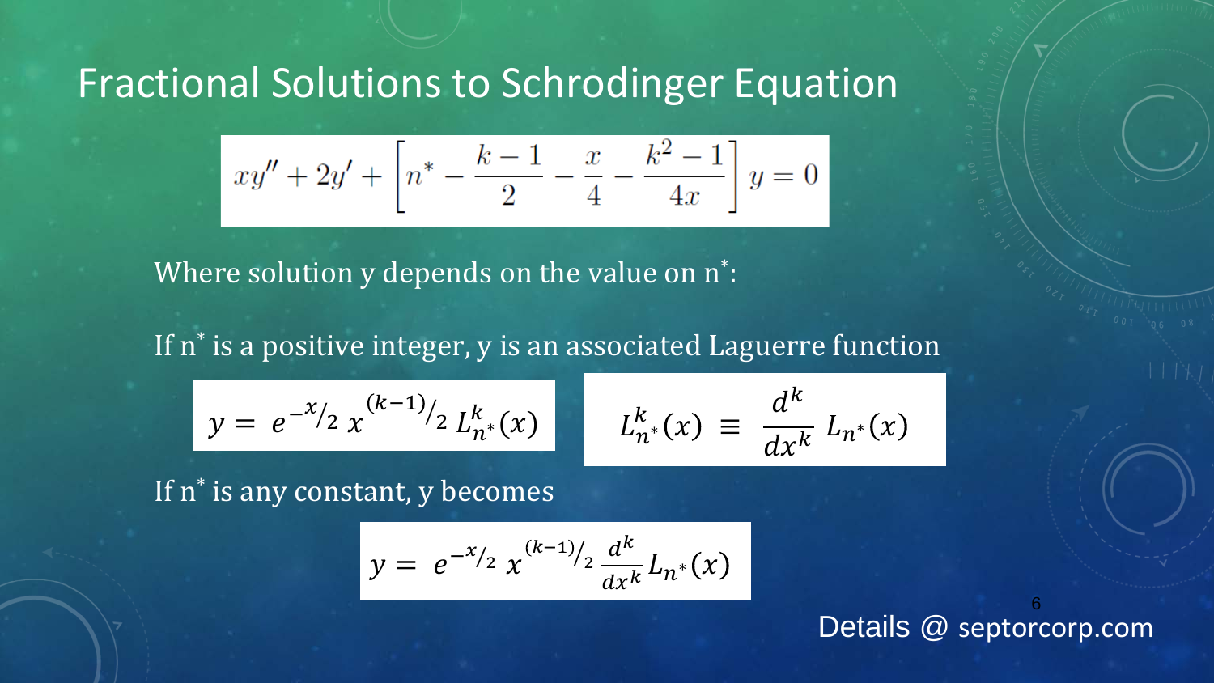# Fractional Solutions to Schrodinger Equation

$$xy'' + 2y' + \left[n^* - \frac{k-1}{2} - \frac{x}{4} - \frac{k^2-1}{4x}\right] y = 0$$

Where solution y depends on the value on $n^*$:

If $n^*$ is a positive integer, y is an associated Laguerre function

$$y = e^{-x/2}\, x^{(k-1)/2}\, L_{n^*}^{k}(x)$$

$$L_{n^*}^{k}(x) \equiv \frac{d^k}{dx^k} L_{n^*}(x)$$

If $n^*$ is any constant, y becomes

$$y = e^{-x/2}\, x^{(k-1)/2}\, \frac{d^k}{dx^k} L_{n^*}(x)$$

Details @ septorcorp.com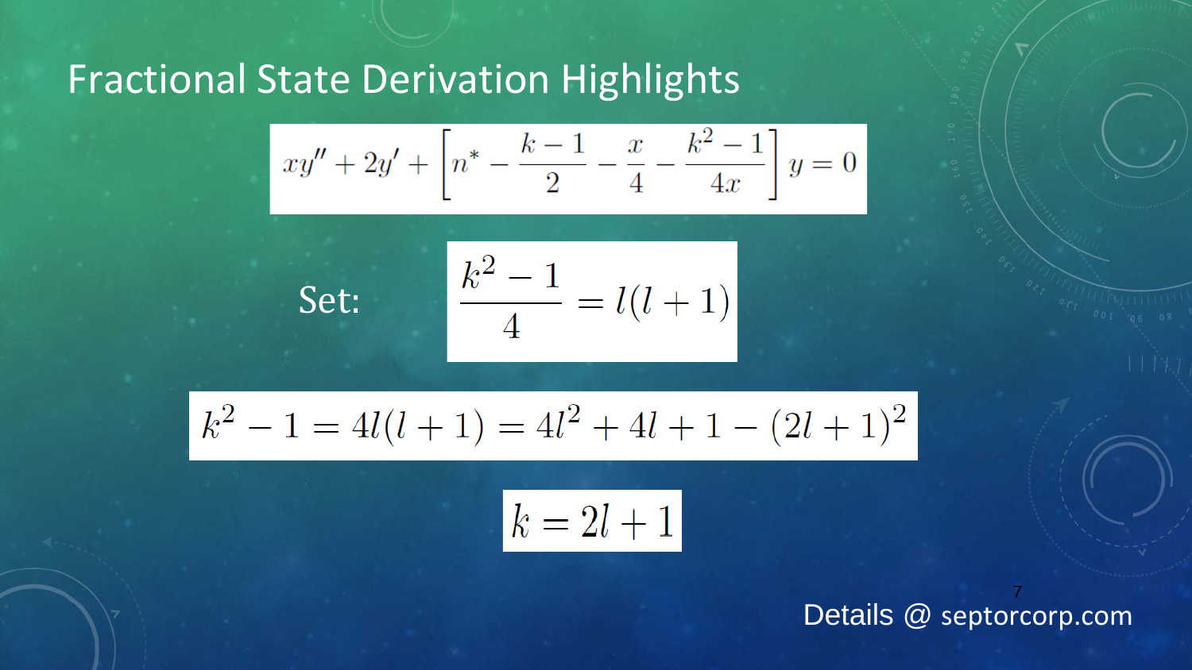# Fractional State Derivation Highlights

$$xy'' + 2y' + \left[n^* - \frac{k-1}{2} - \frac{x}{4} - \frac{k^2-1}{4x}\right] y = 0$$

Set: $$\frac{k^2-1}{4} = l(l+1)$$

$$k^2 - 1 = 4l(l+1) = 4l^2 + 4l + 1 - (2l+1)^2$$

$$k = 2l + 1$$

Details @ septorcorp.com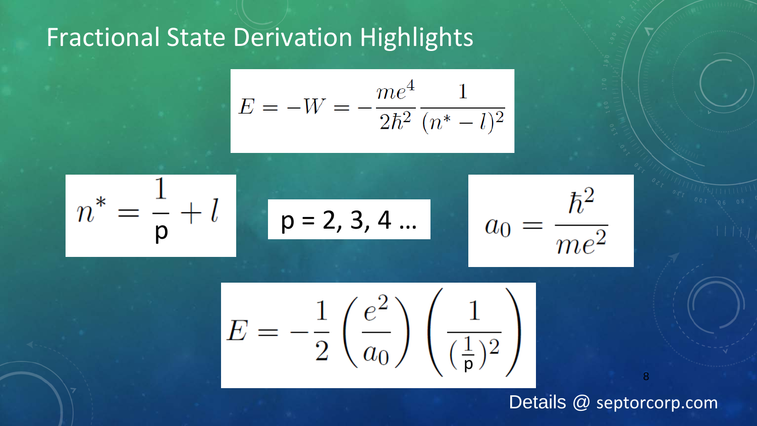# Fractional State Derivation Highlights

$$E = -W = -\frac{me^4}{2\hbar^2} \frac{1}{(n^* - l)^2}$$

$$n^* = \frac{1}{\text{p}} + l$$

p = 2, 3, 4 …

$$a_0 = \frac{\hbar^2}{me^2}$$

$$E = -\frac{1}{2}\left(\frac{e^2}{a_0}\right)\left(\frac{1}{(\frac{1}{\text{p}})^2}\right)$$

Details @ septorcorp.com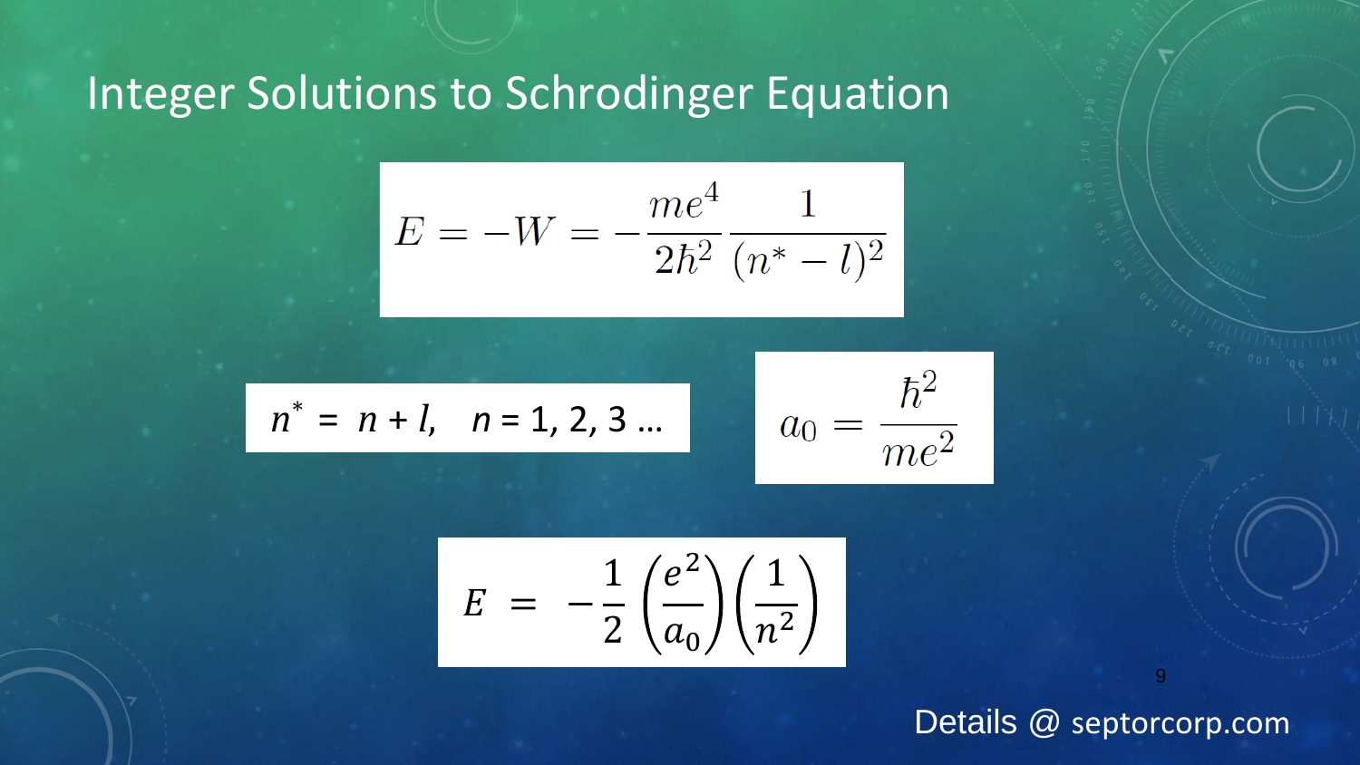# Integer Solutions to Schrodinger Equation

$$E = -W = -\frac{me^4}{2\hbar^2}\frac{1}{(n^* - l)^2}$$

$$n^* = n + l, \quad n = 1, 2, 3 \ldots$$

$$a_0 = \frac{\hbar^2}{me^2}$$

$$E = -\frac{1}{2}\left(\frac{e^2}{a_0}\right)\left(\frac{1}{n^2}\right)$$

Details @ septorcorp.com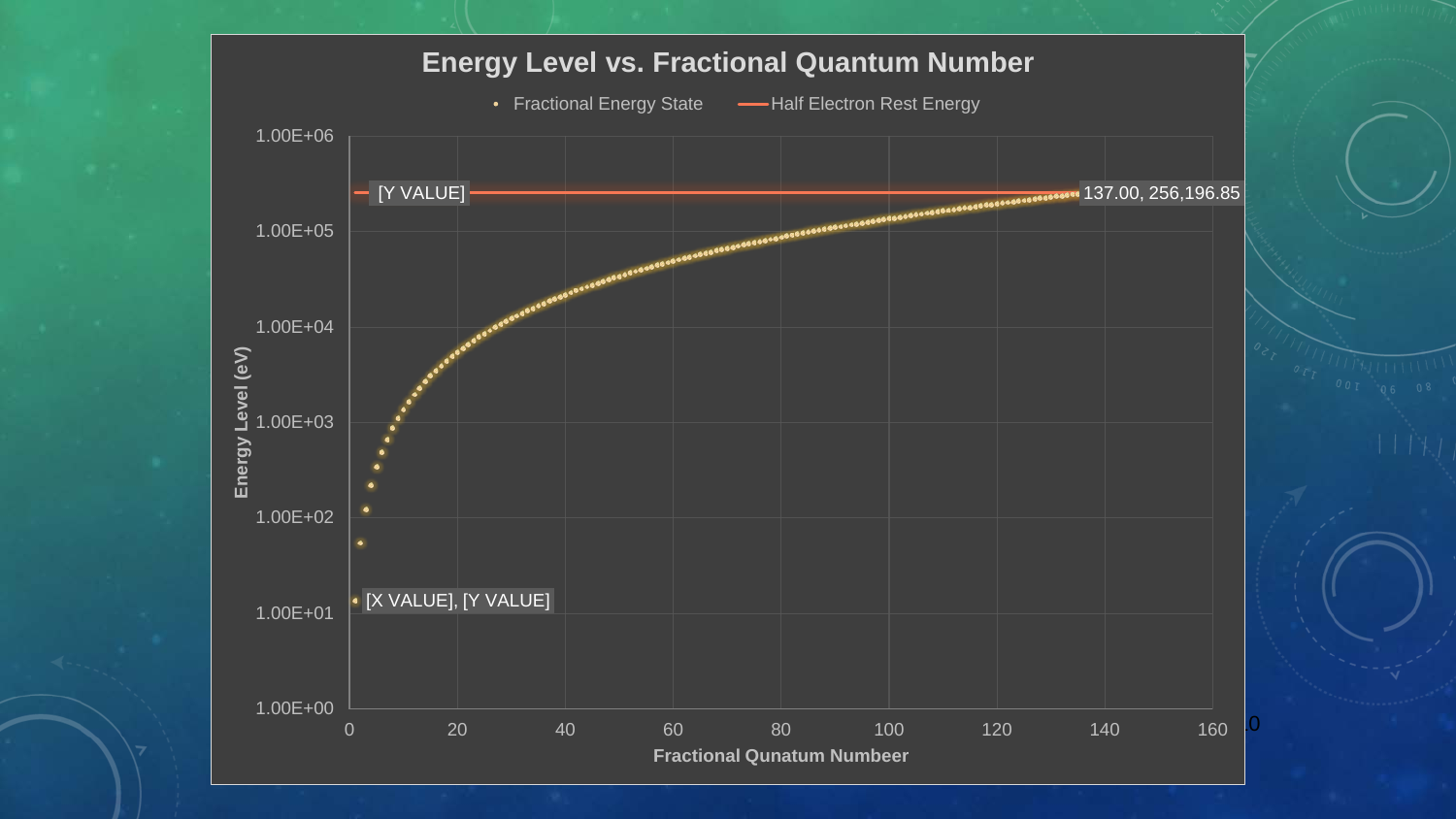## Energy Level vs. Fractional Quantum Number

• Fractional Energy State — Half Electron Rest Energy

| Energy Level (eV) |
|---|
| 1.00E+06 |
| 1.00E+05 |
| 1.00E+04 |
| 1.00E+03 |
| 1.00E+02 |
| 1.00E+01 |
| 1.00E+00 |

[Y VALUE]

137.00, 256,196.85

[X VALUE], [Y VALUE]

0 20 40 60 80 100 120 140 160

Fractional Qunatum Numbeer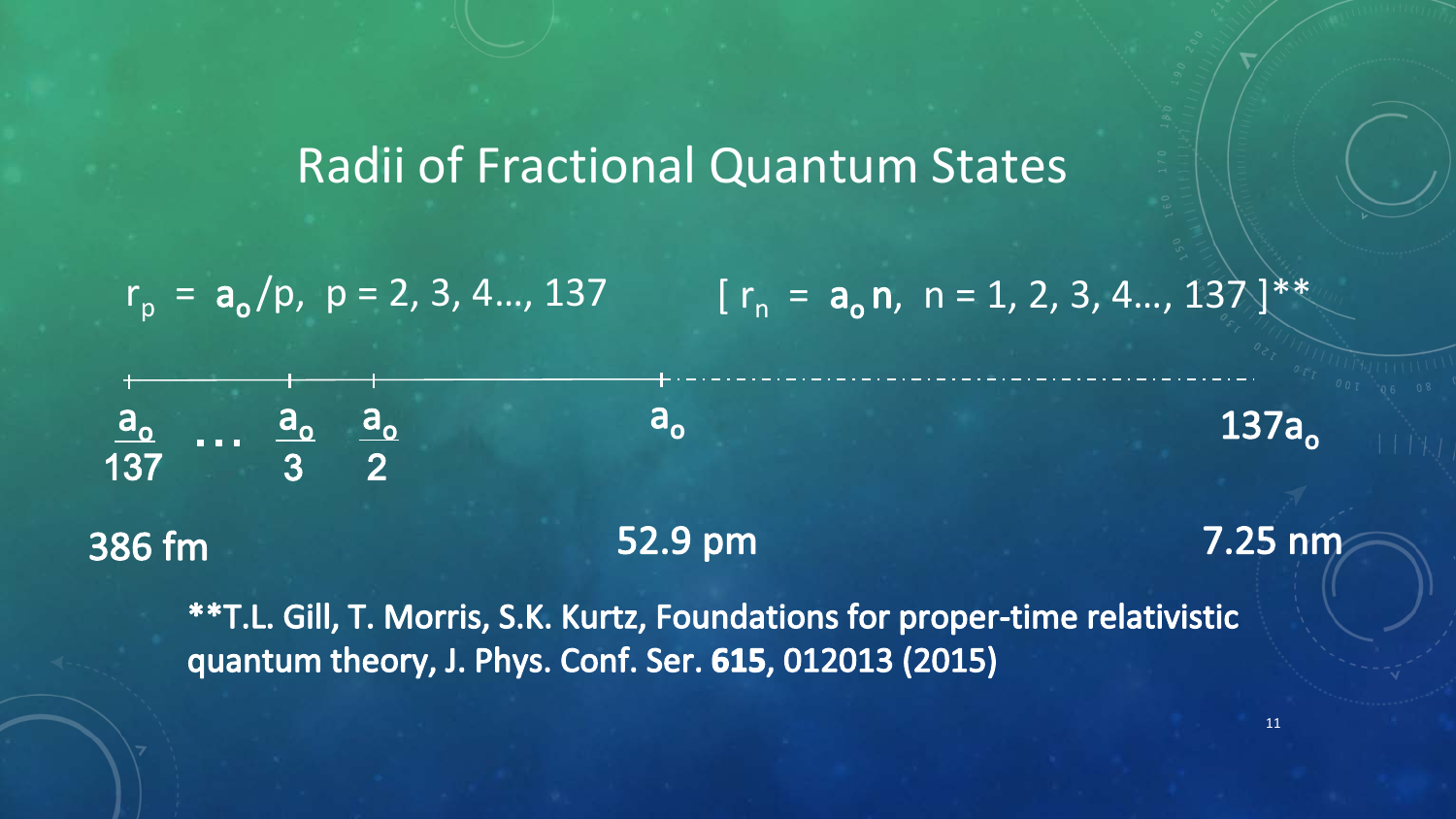# Radii of Fractional Quantum States

$r_p = \mathbf{a_o}/p$, $p = 2, 3, 4\ldots, 137$  [ $r_n = \mathbf{a_o n}$, $n = 1, 2, 3, 4\ldots, 137$ ]**

$\frac{a_o}{137}$ … $\frac{a_o}{3}$  $\frac{a_o}{2}$  $a_o$  $137a_o$

386 fm  52.9 pm  7.25 nm

**T.L. Gill, T. Morris, S.K. Kurtz, Foundations for proper-time relativistic quantum theory, J. Phys. Conf. Ser. **615**, 012013 (2015)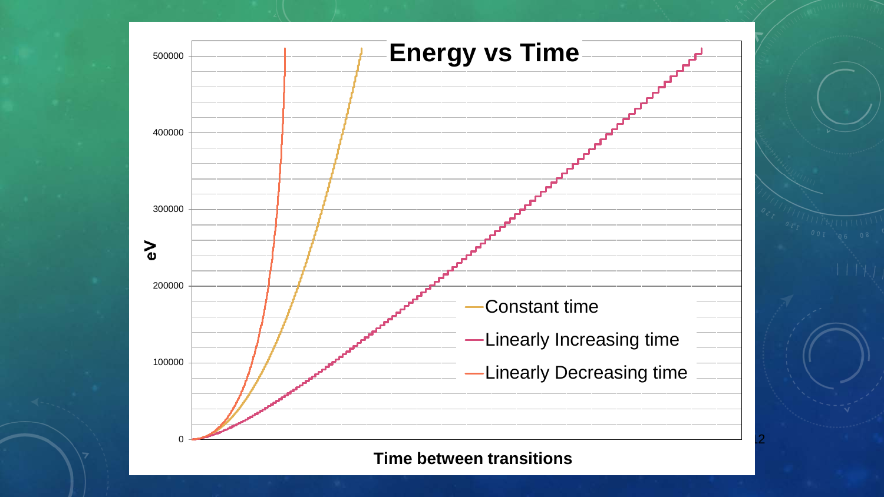# Energy vs Time

500000

400000

300000

200000

100000

0

eV

Time between transitions

- Constant time
- Linearly Increasing time
- Linearly Decreasing time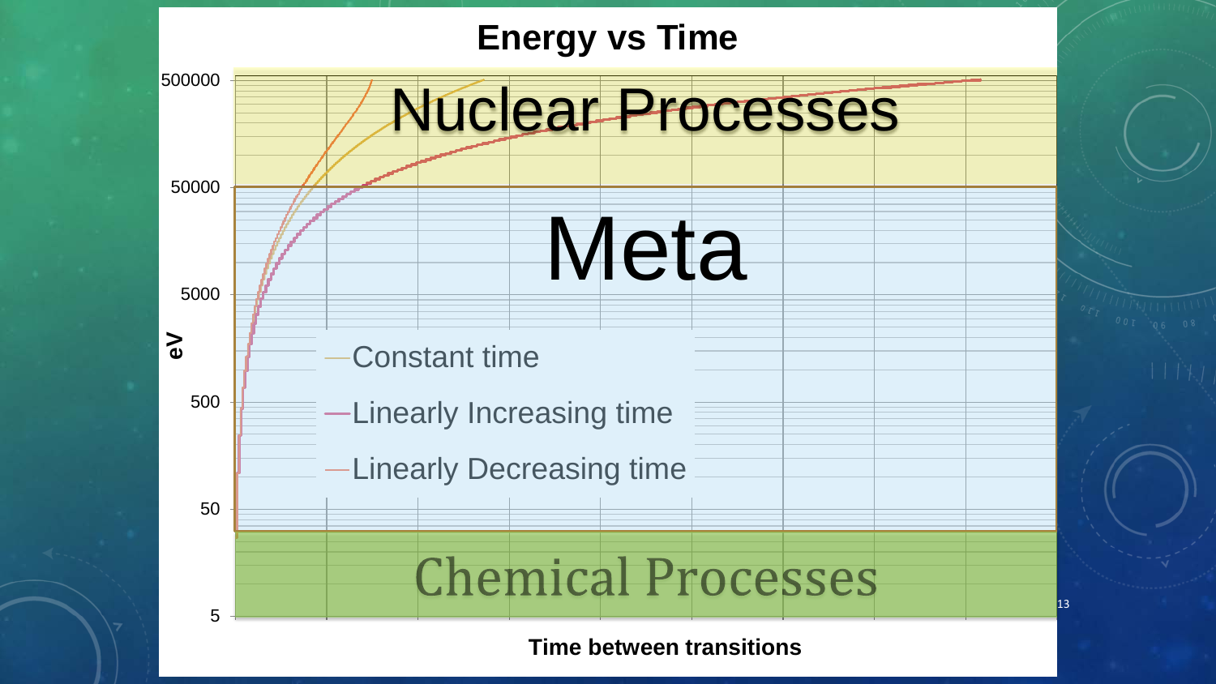# Energy vs Time

- Nuclear Processes
- Meta
- Chemical Processes

Legend:
- Constant time
- Linearly Increasing time
- Linearly Decreasing time

y-axis: eV (5, 50, 500, 5000, 50000, 500000)

x-axis: Time between transitions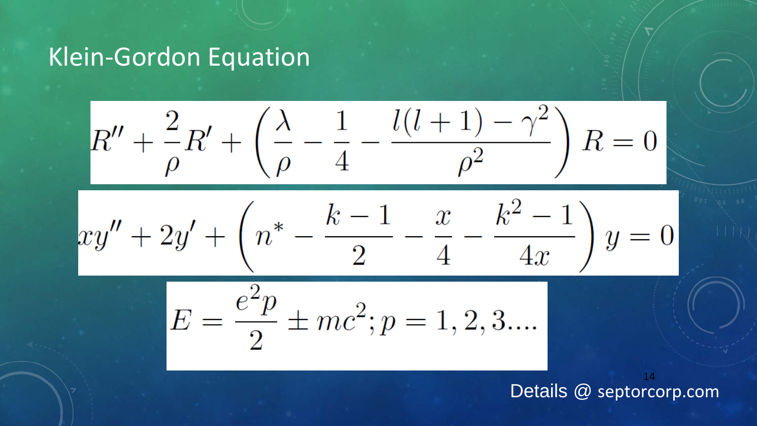# Klein-Gordon Equation

$$R'' + \frac{2}{\rho}R' + \left(\frac{\lambda}{\rho} - \frac{1}{4} - \frac{l(l+1) - \gamma^2}{\rho^2}\right)R = 0$$

$$xy'' + 2y' + \left(n^* - \frac{k-1}{2} - \frac{x}{4} - \frac{k^2-1}{4x}\right)y = 0$$

$$E = \frac{e^2 p}{2} \pm mc^2; p = 1, 2, 3....$$

Details @ septorcorp.com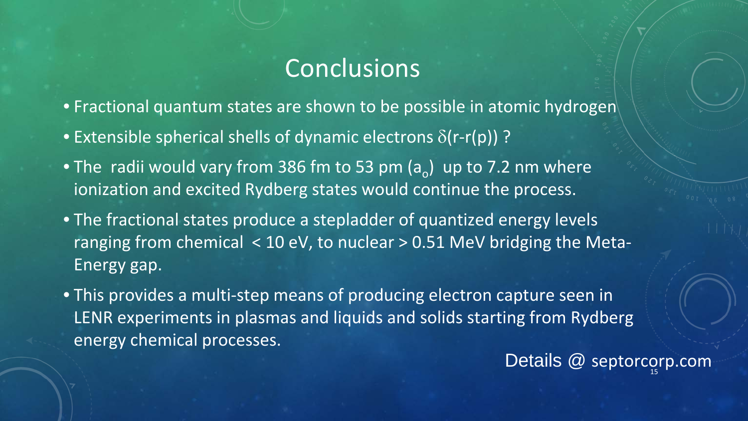# Conclusions

- Fractional quantum states are shown to be possible in atomic hydrogen
- Extensible spherical shells of dynamic electrons $\delta(r-r(p))$ ?
- The radii would vary from 386 fm to 53 pm ($a_o$) up to 7.2 nm where ionization and excited Rydberg states would continue the process.
- The fractional states produce a stepladder of quantized energy levels ranging from chemical < 10 eV, to nuclear > 0.51 MeV bridging the Meta-Energy gap.
- This provides a multi-step means of producing electron capture seen in LENR experiments in plasmas and liquids and solids starting from Rydberg energy chemical processes.

Details @ septorcorp.com